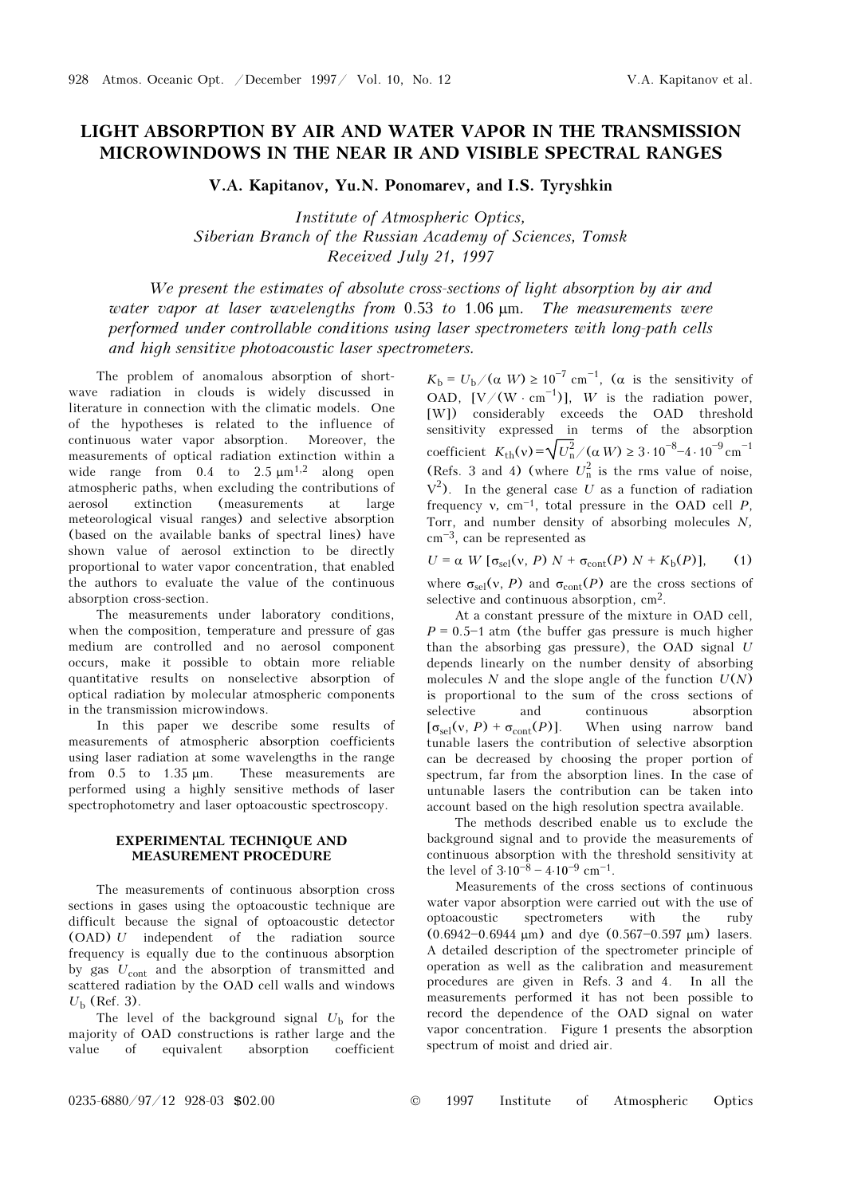# LIGHT ABSORPTION BY AIR AND WATER VAPOR IN THE TRANSMISSION MICROWINDOWS IN THE NEAR IR AND VISIBLE SPECTRAL RANGES

**V.A. Kapitanov, Yu.N. Ponomarev, and I.S. Tyryshkin**

*Institute of Atmospheric Optics,*
*Siberian Branch of the Russian Academy of Sciences, Tomsk*
*Received July 21, 1997*

*We present the estimates of absolute cross-sections of light absorption by air and water vapor at laser wavelengths from* 0.53 *to* 1.06 μm. *The measurements were performed under controllable conditions using laser spectrometers with long-path cells and high sensitive photoacoustic laser spectrometers.*

The problem of anomalous absorption of short-wave radiation in clouds is widely discussed in literature in connection with the climatic models. One of the hypotheses is related to the influence of continuous water vapor absorption. Moreover, the measurements of optical radiation extinction within a wide range from 0.4 to 2.5 μm[1,2] along open atmospheric paths, when excluding the contributions of aerosol extinction (measurements at large meteorological visual ranges) and selective absorption (based on the available banks of spectral lines) have shown value of aerosol extinction to be directly proportional to water vapor concentration, that enabled the authors to evaluate the value of the continuous absorption cross-section.

The measurements under laboratory conditions, when the composition, temperature and pressure of gas medium are controlled and no aerosol component occurs, make it possible to obtain more reliable quantitative results on nonselective absorption of optical radiation by molecular atmospheric components in the transmission microwindows.

In this paper we describe some results of measurements of atmospheric absorption coefficients using laser radiation at some wavelengths in the range from 0.5 to 1.35 μm. These measurements are performed using a highly sensitive methods of laser spectrophotometry and laser optoacoustic spectroscopy.

## EXPERIMENTAL TECHNIQUE AND MEASUREMENT PROCEDURE

The measurements of continuous absorption cross sections in gases using the optoacoustic technique are difficult because the signal of optoacoustic detector (OAD) $U$ independent of the radiation source frequency is equally due to the continuous absorption by gas $U_{cont}$ and the absorption of transmitted and scattered radiation by the OAD cell walls and windows $U_b$ (Ref. 3).

The level of the background signal $U_b$ for the majority of OAD constructions is rather large and the value of equivalent absorption coefficient $K_b = U_b/(\alpha\ W) \geq 10^{-7}$ cm$^{-1}$, ($\alpha$ is the sensitivity of OAD, [V/(W · cm$^{-1}$)], $W$ is the radiation power, [W]) considerably exceeds the OAD threshold sensitivity expressed in terms of the absorption coefficient $K_{th}(\nu) = \sqrt{U_n^2}/(\alpha\ W) \geq 3 \cdot 10^{-8}$–$4 \cdot 10^{-9}$ cm$^{-1}$ (Refs. 3 and 4) (where $U_n^2$ is the rms value of noise, V$^2$). In the general case $U$ as a function of radiation frequency $\nu$, cm$^{-1}$, total pressure in the OAD cell $P$, Torr, and number density of absorbing molecules $N$, cm$^{-3}$, can be represented as

$$U = \alpha\ W\ [\sigma_{sel}(\nu, P)\ N + \sigma_{cont}(P)\ N + K_b(P)], \qquad (1)$$

where $\sigma_{sel}(\nu, P)$ and $\sigma_{cont}(P)$ are the cross sections of selective and continuous absorption, cm$^2$.

At a constant pressure of the mixture in OAD cell, $P$ = 0.5–1 atm (the buffer gas pressure is much higher than the absorbing gas pressure), the OAD signal $U$ depends linearly on the number density of absorbing molecules $N$ and the slope angle of the function $U(N)$ is proportional to the sum of the cross sections of selective and continuous absorption $[\sigma_{sel}(\nu, P) + \sigma_{cont}(P)]$. When using narrow band tunable lasers the contribution of selective absorption can be decreased by choosing the proper portion of spectrum, far from the absorption lines. In the case of untunable lasers the contribution can be taken into account based on the high resolution spectra available.

The methods described enable us to exclude the background signal and to provide the measurements of continuous absorption with the threshold sensitivity at the level of $3 \cdot 10^{-8}$ – $4 \cdot 10^{-9}$ cm$^{-1}$.

Measurements of the cross sections of continuous water vapor absorption were carried out with the use of optoacoustic spectrometers with the ruby (0.6942–0.6944 μm) and dye (0.567–0.597 μm) lasers. A detailed description of the spectrometer principle of operation as well as the calibration and measurement procedures are given in Refs. 3 and 4. In all the measurements performed it has not been possible to record the dependence of the OAD signal on water vapor concentration. Figure 1 presents the absorption spectrum of moist and dried air.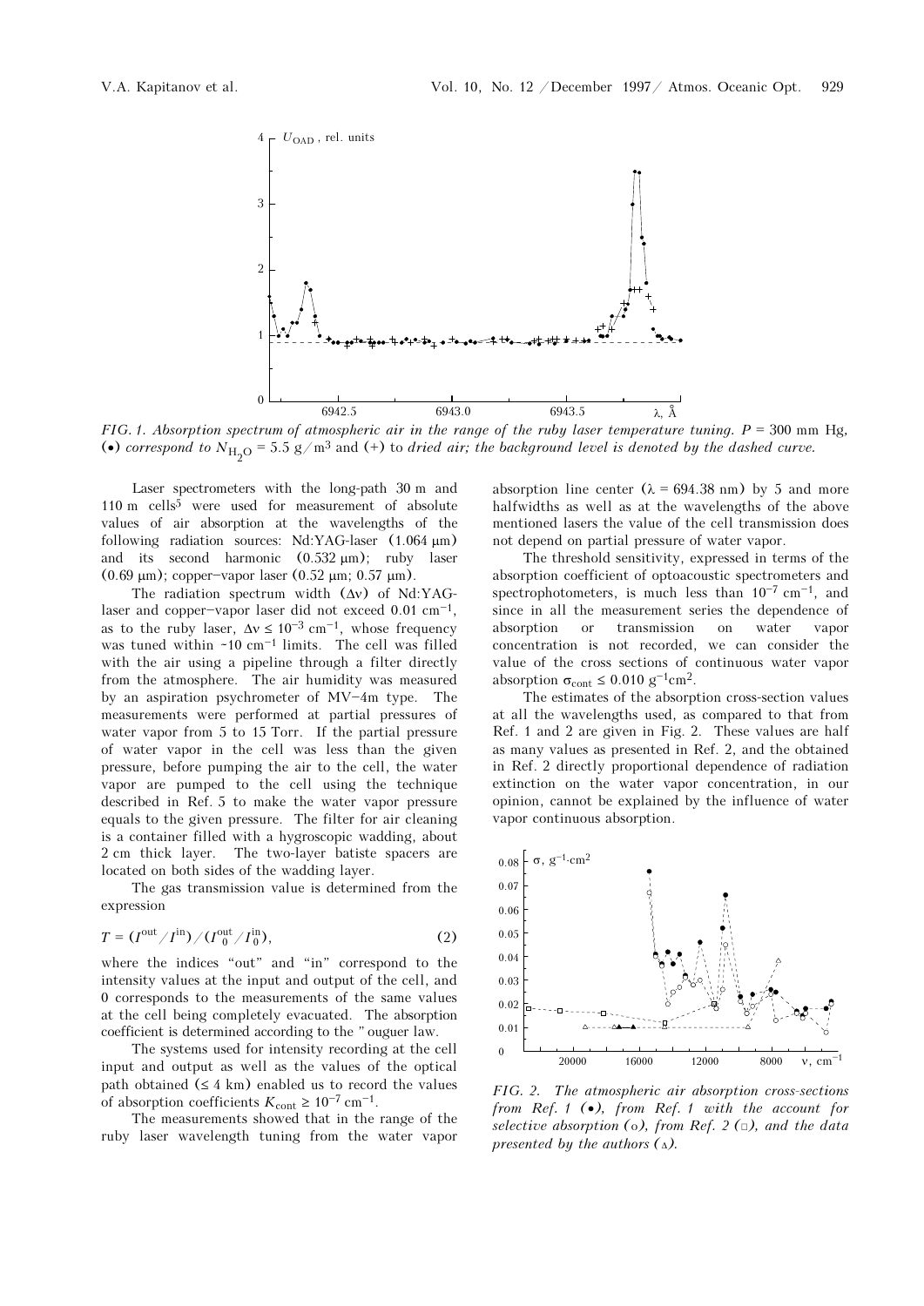FIG. 1. *Absorption spectrum of atmospheric air in the range of the ruby laser temperature tuning. $P$ = 300 mm Hg, (•) correspond to $N_{H_2O}$ = 5.5 g/m$^3$ and (+) to dried air; the background level is denoted by the dashed curve.*

Laser spectrometers with the long-path 30 m and 110 m cells[5] were used for measurement of absolute values of air absorption at the wavelengths of the following radiation sources: Nd:YAG-laser (1.064 μm) and its second harmonic (0.532 μm); ruby laser (0.69 μm); copper–vapor laser (0.52 μm; 0.57 μm).

The radiation spectrum width ($\Delta\nu$) of Nd:YAG-laser and copper–vapor laser did not exceed 0.01 cm$^{-1}$, as to the ruby laser, $\Delta\nu \leq 10^{-3}$ cm$^{-1}$, whose frequency was tuned within ~10 cm$^{-1}$ limits. The cell was filled with the air using a pipeline through a filter directly from the atmosphere. The air humidity was measured by an aspiration psychrometer of MV–4m type. The measurements were performed at partial pressures of water vapor from 5 to 15 Torr. If the partial pressure of water vapor in the cell was less than the given pressure, before pumping the air to the cell, the water vapor are pumped to the cell using the technique described in Ref. 5 to make the water vapor pressure equals to the given pressure. The filter for air cleaning is a container filled with a hygroscopic wadding, about 2 cm thick layer. The two-layer batiste spacers are located on both sides of the wadding layer.

The gas transmission value is determined from the expression

$$T = (I^{\text{out}}/I^{\text{in}})/(I_0^{\text{out}}/I_0^{\text{in}}), \tag{2}$$

where the indices "out" and "in" correspond to the intensity values at the input and output of the cell, and 0 corresponds to the measurements of the same values at the cell being completely evacuated. The absorption coefficient is determined according to the "ouguer law.

The systems used for intensity recording at the cell input and output as well as the values of the optical path obtained (≤ 4 km) enabled us to record the values of absorption coefficients $K_{\text{cont}} \geq 10^{-7}$ cm$^{-1}$.

The measurements showed that in the range of the ruby laser wavelength tuning from the water vapor absorption line center ($\lambda$ = 694.38 nm) by 5 and more halfwidths as well as at the wavelengths of the above mentioned lasers the value of the cell transmission does not depend on partial pressure of water vapor.

The threshold sensitivity, expressed in terms of the absorption coefficient of optoacoustic spectrometers and spectrophotometers, is much less than $10^{-7}$ cm$^{-1}$, and since in all the measurement series the dependence of absorption or transmission on water vapor concentration is not recorded, we can consider the value of the cross sections of continuous water vapor absorption $\sigma_{\text{cont}} \leq 0.010$ g$^{-1}$cm$^2$.

The estimates of the absorption cross-section values at all the wavelengths used, as compared to that from Ref. 1 and 2 are given in Fig. 2. These values are half as many values as presented in Ref. 2, and the obtained in Ref. 2 directly proportional dependence of radiation extinction on the water vapor concentration, in our opinion, cannot be explained by the influence of water vapor continuous absorption.

FIG. 2. *The atmospheric air absorption cross-sections from Ref. 1 (•), from Ref. 1 with the account for selective absorption (○), from Ref. 2 (□), and the data presented by the authors (△).*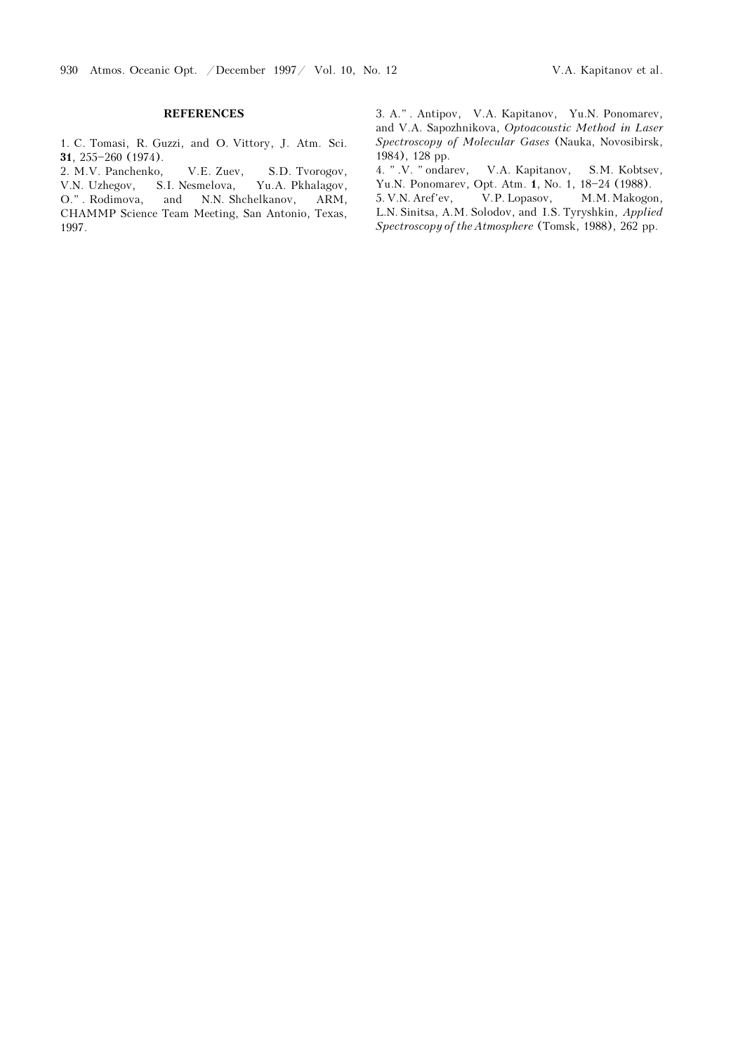## REFERENCES

1. C. Tomasi, R. Guzzi, and O. Vittory, J. Atm. Sci. **31**, 255–260 (1974).
2. M.V. Panchenko, V.E. Zuev, S.D. Tvorogov, V.N. Uzhegov, S.I. Nesmelova, Yu.A. Pkhalagov, O." . Rodimova, and N.N. Shchelkanov, ARM, CHAMMP Science Team Meeting, San Antonio, Texas, 1997.
3. A." . Antipov, V.A. Kapitanov, Yu.N. Ponomarev, and V.A. Sapozhnikova, *Optoacoustic Method in Laser Spectroscopy of Molecular Gases* (Nauka, Novosibirsk, 1984), 128 pp.
4. " .V. " ondarev, V.A. Kapitanov, S.M. Kobtsev, Yu.N. Ponomarev, Opt. Atm. **1**, No. 1, 18–24 (1988).
5. V.N. Aref'ev, V.P. Lopasov, M.M. Makogon, L.N. Sinitsa, A.M. Solodov, and I.S. Tyryshkin, *Applied Spectroscopy of the Atmosphere* (Tomsk, 1988), 262 pp.